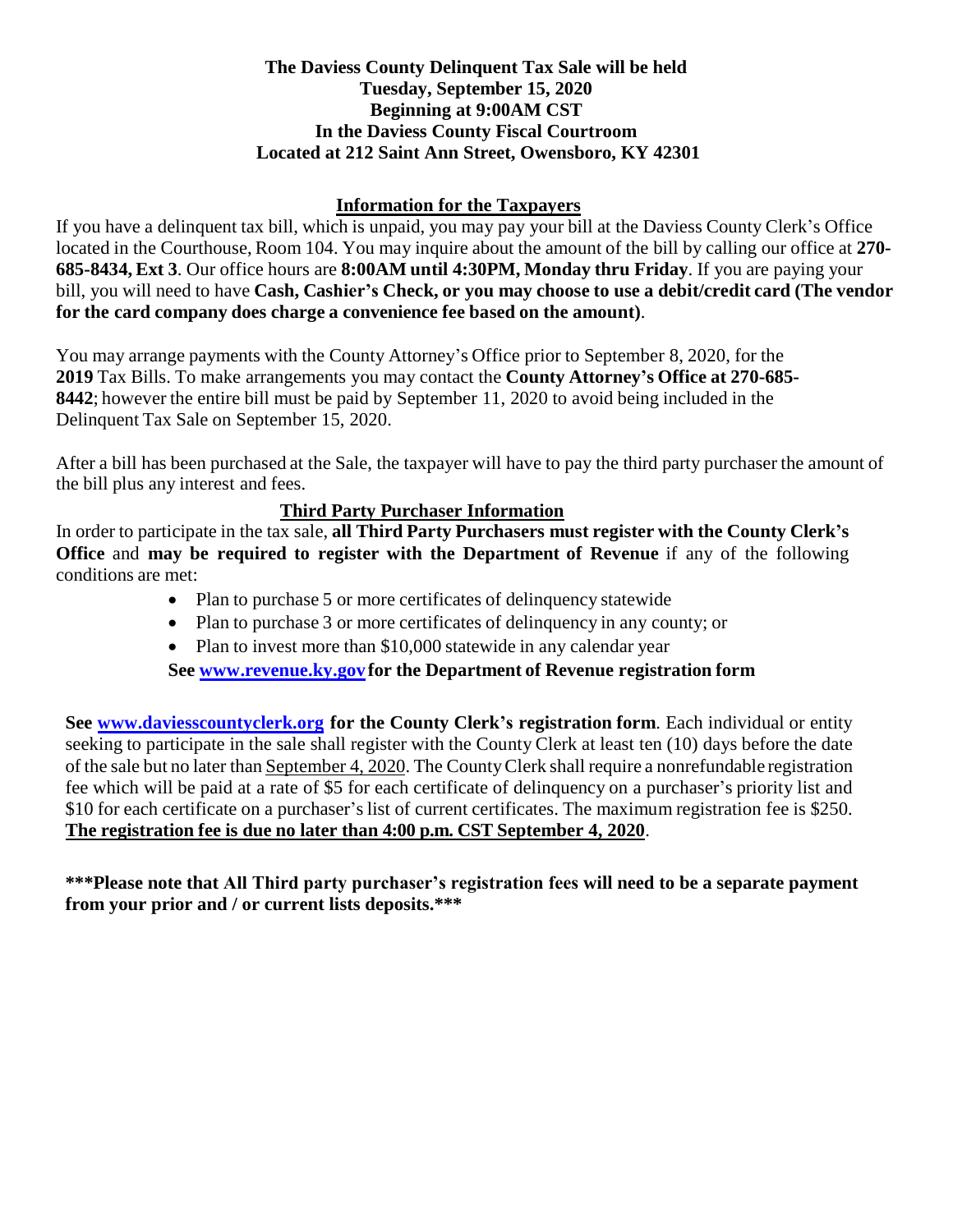**The Daviess County Delinquent Tax Sale will be held**
**Tuesday, September 15, 2020**
**Beginning at 9:00AM CST**
**In the Daviess County Fiscal Courtroom**
**Located at 212 Saint Ann Street, Owensboro, KY 42301**

## Information for the Taxpayers

If you have a delinquent tax bill, which is unpaid, you may pay your bill at the Daviess County Clerk's Office located in the Courthouse, Room 104. You may inquire about the amount of the bill by calling our office at **270-685-8434, Ext 3**. Our office hours are **8:00AM until 4:30PM, Monday thru Friday**. If you are paying your bill, you will need to have **Cash, Cashier's Check, or you may choose to use a debit/credit card (The vendor for the card company does charge a convenience fee based on the amount)**.

You may arrange payments with the County Attorney's Office prior to September 8, 2020, for the **2019** Tax Bills. To make arrangements you may contact the **County Attorney's Office at 270-685-8442**; however the entire bill must be paid by September 11, 2020 to avoid being included in the Delinquent Tax Sale on September 15, 2020.

After a bill has been purchased at the Sale, the taxpayer will have to pay the third party purchaser the amount of the bill plus any interest and fees.

## Third Party Purchaser Information

In order to participate in the tax sale, **all Third Party Purchasers must register with the County Clerk's Office** and **may be required to register with the Department of Revenue** if any of the following conditions are met:

- Plan to purchase 5 or more certificates of delinquency statewide
- Plan to purchase 3 or more certificates of delinquency in any county; or
- Plan to invest more than $10,000 statewide in any calendar year

**See www.revenue.ky.gov for the Department of Revenue registration form**

**See www.daviesscountyclerk.org for the County Clerk's registration form**. Each individual or entity seeking to participate in the sale shall register with the County Clerk at least ten (10) days before the date of the sale but no later than September 4, 2020. The County Clerk shall require a nonrefundable registration fee which will be paid at a rate of $5 for each certificate of delinquency on a purchaser's priority list and $10 for each certificate on a purchaser's list of current certificates. The maximum registration fee is $250. **The registration fee is due no later than 4:00 p.m. CST September 4, 2020**.

**\*\*\*Please note that All Third party purchaser's registration fees will need to be a separate payment from your prior and / or current lists deposits.\*\*\***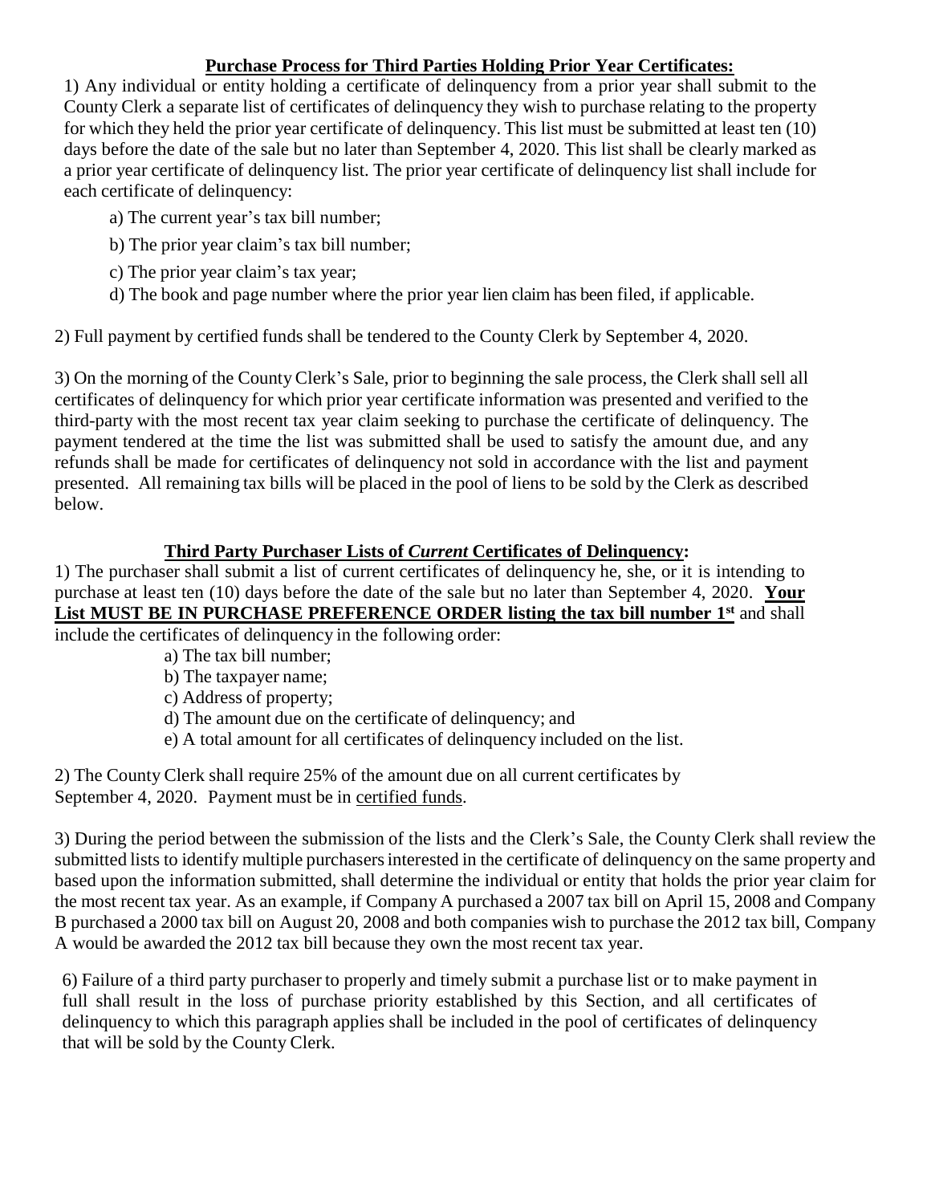## **Purchase Process for Third Parties Holding Prior Year Certificates:**

1) Any individual or entity holding a certificate of delinquency from a prior year shall submit to the County Clerk a separate list of certificates of delinquency they wish to purchase relating to the property for which they held the prior year certificate of delinquency. This list must be submitted at least ten (10) days before the date of the sale but no later than September 4, 2020. This list shall be clearly marked as a prior year certificate of delinquency list. The prior year certificate of delinquency list shall include for each certificate of delinquency:

   a) The current year's tax bill number;

   b) The prior year claim's tax bill number;

   c) The prior year claim's tax year;

   d) The book and page number where the prior year lien claim has been filed, if applicable.

2) Full payment by certified funds shall be tendered to the County Clerk by September 4, 2020.

3) On the morning of the County Clerk's Sale, prior to beginning the sale process, the Clerk shall sell all certificates of delinquency for which prior year certificate information was presented and verified to the third-party with the most recent tax year claim seeking to purchase the certificate of delinquency. The payment tendered at the time the list was submitted shall be used to satisfy the amount due, and any refunds shall be made for certificates of delinquency not sold in accordance with the list and payment presented. All remaining tax bills will be placed in the pool of liens to be sold by the Clerk as described below.

## **Third Party Purchaser Lists of *Current* Certificates of Delinquency:**

1) The purchaser shall submit a list of current certificates of delinquency he, she, or it is intending to purchase at least ten (10) days before the date of the sale but no later than September 4, 2020. **Your List MUST BE IN PURCHASE PREFERENCE ORDER listing the tax bill number 1st** and shall include the certificates of delinquency in the following order:

   a) The tax bill number;

   b) The taxpayer name;

   c) Address of property;

   d) The amount due on the certificate of delinquency; and

   e) A total amount for all certificates of delinquency included on the list.

2) The County Clerk shall require 25% of the amount due on all current certificates by September 4, 2020. Payment must be in certified funds.

3) During the period between the submission of the lists and the Clerk's Sale, the County Clerk shall review the submitted lists to identify multiple purchasers interested in the certificate of delinquency on the same property and based upon the information submitted, shall determine the individual or entity that holds the prior year claim for the most recent tax year. As an example, if Company A purchased a 2007 tax bill on April 15, 2008 and Company B purchased a 2000 tax bill on August 20, 2008 and both companies wish to purchase the 2012 tax bill, Company A would be awarded the 2012 tax bill because they own the most recent tax year.

6) Failure of a third party purchaser to properly and timely submit a purchase list or to make payment in full shall result in the loss of purchase priority established by this Section, and all certificates of delinquency to which this paragraph applies shall be included in the pool of certificates of delinquency that will be sold by the County Clerk.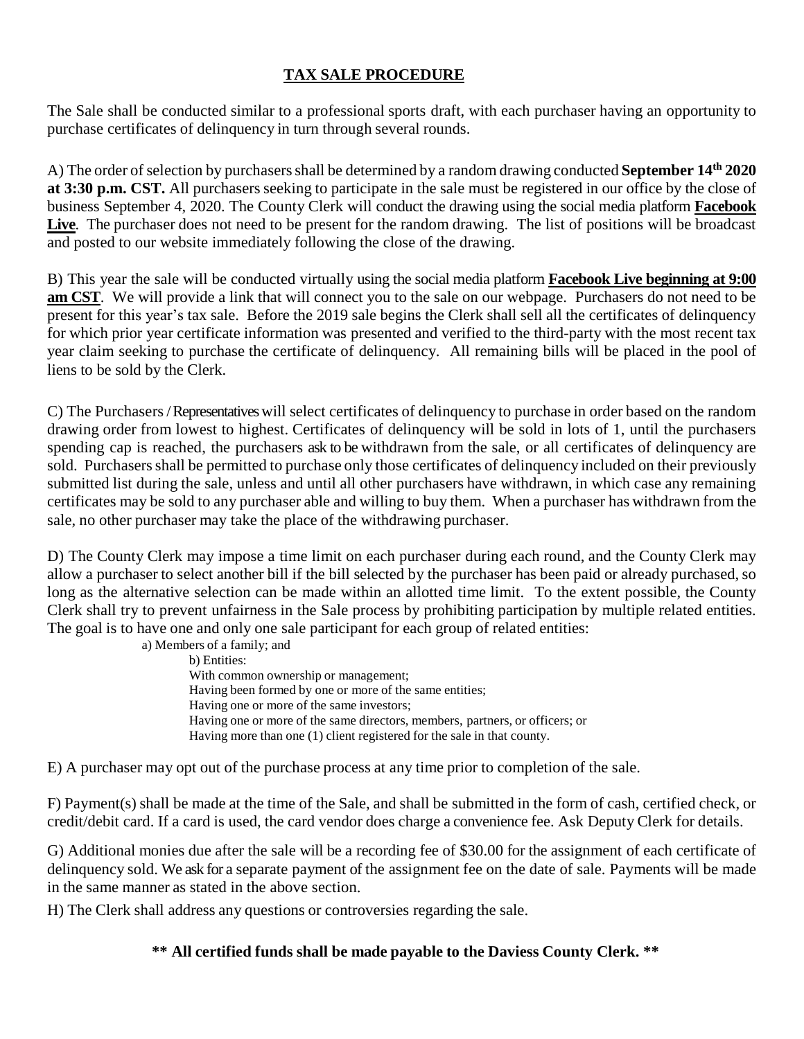# TAX SALE PROCEDURE

The Sale shall be conducted similar to a professional sports draft, with each purchaser having an opportunity to purchase certificates of delinquency in turn through several rounds.

A) The order of selection by purchasers shall be determined by a random drawing conducted **September 14th 2020 at 3:30 p.m. CST.** All purchasers seeking to participate in the sale must be registered in our office by the close of business September 4, 2020. The County Clerk will conduct the drawing using the social media platform **Facebook Live**. The purchaser does not need to be present for the random drawing. The list of positions will be broadcast and posted to our website immediately following the close of the drawing.

B) This year the sale will be conducted virtually using the social media platform **Facebook Live beginning at 9:00 am CST**. We will provide a link that will connect you to the sale on our webpage. Purchasers do not need to be present for this year's tax sale. Before the 2019 sale begins the Clerk shall sell all the certificates of delinquency for which prior year certificate information was presented and verified to the third-party with the most recent tax year claim seeking to purchase the certificate of delinquency. All remaining bills will be placed in the pool of liens to be sold by the Clerk.

C) The Purchasers / Representatives will select certificates of delinquency to purchase in order based on the random drawing order from lowest to highest. Certificates of delinquency will be sold in lots of 1, until the purchasers spending cap is reached, the purchasers ask to be withdrawn from the sale, or all certificates of delinquency are sold. Purchasers shall be permitted to purchase only those certificates of delinquency included on their previously submitted list during the sale, unless and until all other purchasers have withdrawn, in which case any remaining certificates may be sold to any purchaser able and willing to buy them. When a purchaser has withdrawn from the sale, no other purchaser may take the place of the withdrawing purchaser.

D) The County Clerk may impose a time limit on each purchaser during each round, and the County Clerk may allow a purchaser to select another bill if the bill selected by the purchaser has been paid or already purchased, so long as the alternative selection can be made within an allotted time limit. To the extent possible, the County Clerk shall try to prevent unfairness in the Sale process by prohibiting participation by multiple related entities. The goal is to have one and only one sale participant for each group of related entities:

a) Members of a family; and

b) Entities:

With common ownership or management;
Having been formed by one or more of the same entities;
Having one or more of the same investors;
Having one or more of the same directors, members, partners, or officers; or
Having more than one (1) client registered for the sale in that county.

E) A purchaser may opt out of the purchase process at any time prior to completion of the sale.

F) Payment(s) shall be made at the time of the Sale, and shall be submitted in the form of cash, certified check, or credit/debit card. If a card is used, the card vendor does charge a convenience fee. Ask Deputy Clerk for details.

G) Additional monies due after the sale will be a recording fee of $30.00 for the assignment of each certificate of delinquency sold. We ask for a separate payment of the assignment fee on the date of sale. Payments will be made in the same manner as stated in the above section.

H) The Clerk shall address any questions or controversies regarding the sale.

**\*\* All certified funds shall be made payable to the Daviess County Clerk. \*\***